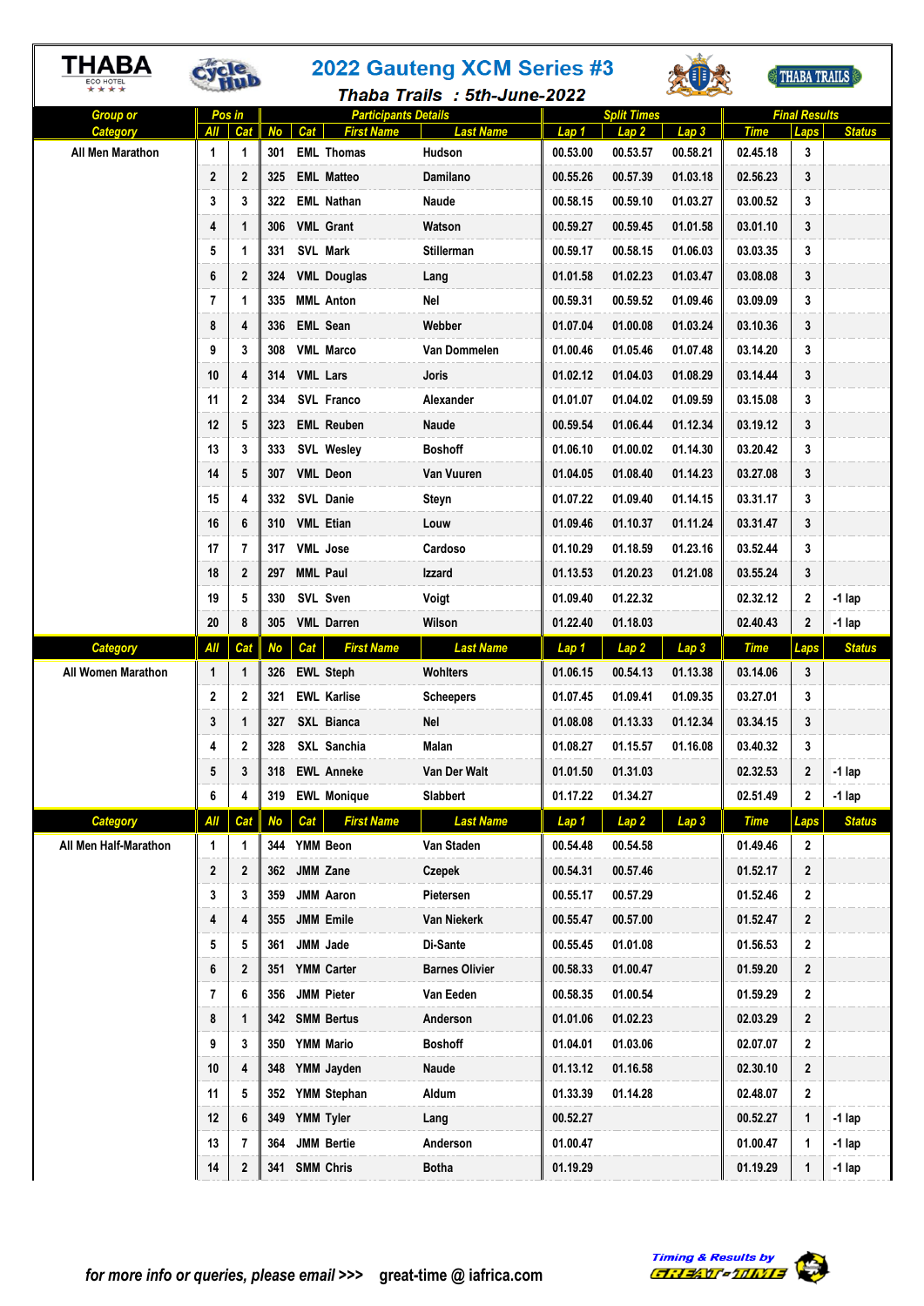# 2022 Gauteng XCM Series #3

**Thaba Trails : 5th-June-2022**

| Group or Category | Pos in All | Pos in Cat | No | Cat | First Name | Last Name | Lap 1 | Lap 2 | Lap 3 | Time | Laps | Status |
|---|---|---|---|---|---|---|---|---|---|---|---|---|
| All Men Marathon | 1 | 1 | 301 | EML | Thomas | Hudson | 00.53.00 | 00.53.57 | 00.58.21 | 02.45.18 | 3 | |
| | 2 | 2 | 325 | EML | Matteo | Damilano | 00.55.26 | 00.57.39 | 01.03.18 | 02.56.23 | 3 | |
| | 3 | 3 | 322 | EML | Nathan | Naude | 00.58.15 | 00.59.10 | 01.03.27 | 03.00.52 | 3 | |
| | 4 | 1 | 306 | VML | Grant | Watson | 00.59.27 | 00.59.45 | 01.01.58 | 03.01.10 | 3 | |
| | 5 | 1 | 331 | SVL | Mark | Stillerman | 00.59.17 | 00.58.15 | 01.06.03 | 03.03.35 | 3 | |
| | 6 | 2 | 324 | VML | Douglas | Lang | 01.01.58 | 01.02.23 | 01.03.47 | 03.08.08 | 3 | |
| | 7 | 1 | 335 | MML | Anton | Nel | 00.59.31 | 00.59.52 | 01.09.46 | 03.09.09 | 3 | |
| | 8 | 4 | 336 | EML | Sean | Webber | 01.07.04 | 01.00.08 | 01.03.24 | 03.10.36 | 3 | |
| | 9 | 3 | 308 | VML | Marco | Van Dommelen | 01.00.46 | 01.05.46 | 01.07.48 | 03.14.20 | 3 | |
| | 10 | 4 | 314 | VML | Lars | Joris | 01.02.12 | 01.04.03 | 01.08.29 | 03.14.44 | 3 | |
| | 11 | 2 | 334 | SVL | Franco | Alexander | 01.01.07 | 01.04.02 | 01.09.59 | 03.15.08 | 3 | |
| | 12 | 5 | 323 | EML | Reuben | Naude | 00.59.54 | 01.06.44 | 01.12.34 | 03.19.12 | 3 | |
| | 13 | 3 | 333 | SVL | Wesley | Boshoff | 01.06.10 | 01.00.02 | 01.14.30 | 03.20.42 | 3 | |
| | 14 | 5 | 307 | VML | Deon | Van Vuuren | 01.04.05 | 01.08.40 | 01.14.23 | 03.27.08 | 3 | |
| | 15 | 4 | 332 | SVL | Danie | Steyn | 01.07.22 | 01.09.40 | 01.14.15 | 03.31.17 | 3 | |
| | 16 | 6 | 310 | VML | Etian | Louw | 01.09.46 | 01.10.37 | 01.11.24 | 03.31.47 | 3 | |
| | 17 | 7 | 317 | VML | Jose | Cardoso | 01.10.29 | 01.18.59 | 01.23.16 | 03.52.44 | 3 | |
| | 18 | 2 | 297 | MML | Paul | Izzard | 01.13.53 | 01.20.23 | 01.21.08 | 03.55.24 | 3 | |
| | 19 | 5 | 330 | SVL | Sven | Voigt | 01.09.40 | 01.22.32 | | 02.32.12 | 2 | -1 lap |
| | 20 | 8 | 305 | VML | Darren | Wilson | 01.22.40 | 01.18.03 | | 02.40.43 | 2 | -1 lap |
| **Category** | **All** | **Cat** | **No** | **Cat** | **First Name** | **Last Name** | **Lap 1** | **Lap 2** | **Lap 3** | **Time** | **Laps** | **Status** |
| All Women Marathon | 1 | 1 | 326 | EWL | Steph | Wohlters | 01.06.15 | 00.54.13 | 01.13.38 | 03.14.06 | 3 | |
| | 2 | 2 | 321 | EWL | Karlise | Scheepers | 01.07.45 | 01.09.41 | 01.09.35 | 03.27.01 | 3 | |
| | 3 | 1 | 327 | SXL | Bianca | Nel | 01.08.08 | 01.13.33 | 01.12.34 | 03.34.15 | 3 | |
| | 4 | 2 | 328 | SXL | Sanchia | Malan | 01.08.27 | 01.15.57 | 01.16.08 | 03.40.32 | 3 | |
| | 5 | 3 | 318 | EWL | Anneke | Van Der Walt | 01.01.50 | 01.31.03 | | 02.32.53 | 2 | -1 lap |
| | 6 | 4 | 319 | EWL | Monique | Slabbert | 01.17.22 | 01.34.27 | | 02.51.49 | 2 | -1 lap |
| **Category** | **All** | **Cat** | **No** | **Cat** | **First Name** | **Last Name** | **Lap 1** | **Lap 2** | **Lap 3** | **Time** | **Laps** | **Status** |
| All Men Half-Marathon | 1 | 1 | 344 | YMM | Beon | Van Staden | 00.54.48 | 00.54.58 | | 01.49.46 | 2 | |
| | 2 | 2 | 362 | JMM | Zane | Czepek | 00.54.31 | 00.57.46 | | 01.52.17 | 2 | |
| | 3 | 3 | 359 | JMM | Aaron | Pietersen | 00.55.17 | 00.57.29 | | 01.52.46 | 2 | |
| | 4 | 4 | 355 | JMM | Emile | Van Niekerk | 00.55.47 | 00.57.00 | | 01.52.47 | 2 | |
| | 5 | 5 | 361 | JMM | Jade | Di-Sante | 00.55.45 | 01.01.08 | | 01.56.53 | 2 | |
| | 6 | 2 | 351 | YMM | Carter | Barnes Olivier | 00.58.33 | 01.00.47 | | 01.59.20 | 2 | |
| | 7 | 6 | 356 | JMM | Pieter | Van Eeden | 00.58.35 | 01.00.54 | | 01.59.29 | 2 | |
| | 8 | 1 | 342 | SMM | Bertus | Anderson | 01.01.06 | 01.02.23 | | 02.03.29 | 2 | |
| | 9 | 3 | 350 | YMM | Mario | Boshoff | 01.04.01 | 01.03.06 | | 02.07.07 | 2 | |
| | 10 | 4 | 348 | YMM | Jayden | Naude | 01.13.12 | 01.16.58 | | 02.30.10 | 2 | |
| | 11 | 5 | 352 | YMM | Stephan | Aldum | 01.33.39 | 01.14.28 | | 02.48.07 | 2 | |
| | 12 | 6 | 349 | YMM | Tyler | Lang | 00.52.27 | | | 00.52.27 | 1 | -1 lap |
| | 13 | 7 | 364 | JMM | Bertie | Anderson | 01.00.47 | | | 01.00.47 | 1 | -1 lap |
| | 14 | 2 | 341 | SMM | Chris | Botha | 01.19.29 | | | 01.19.29 | 1 | -1 lap |

*for more info or queries, please email >>>* great-time @ iafrica.com

*Timing & Results by* GREAT-TIME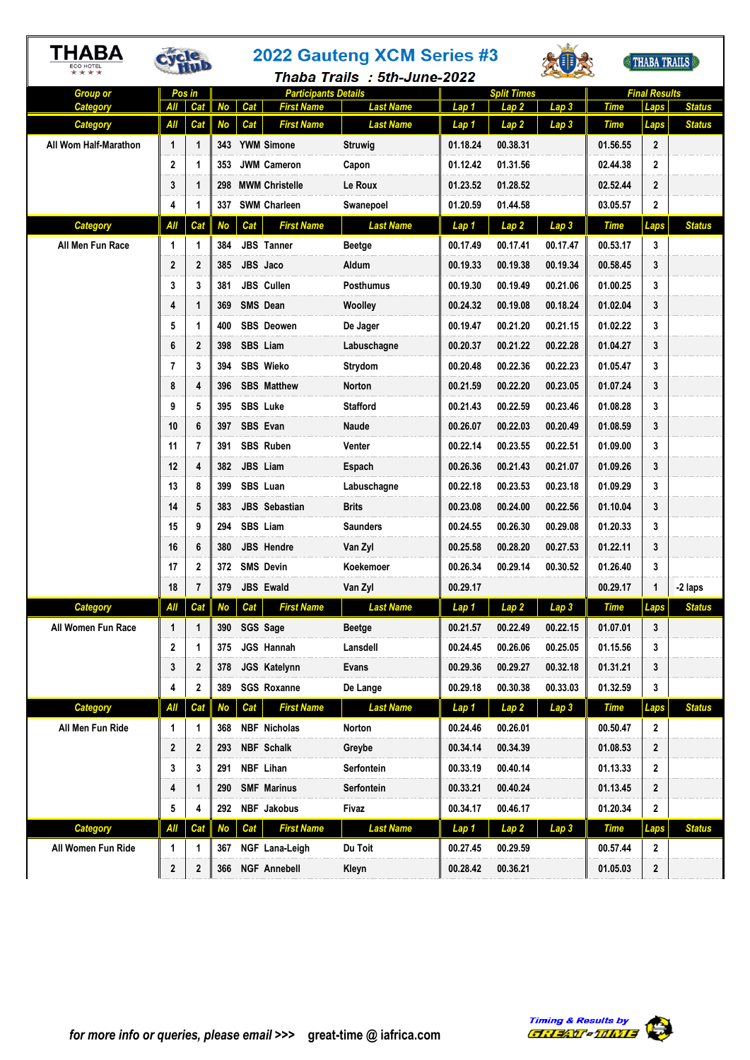# 2022 Gauteng XCM Series #3

**Thaba Trails : 5th-June-2022**

| Group or Category | Pos in All | Pos in Cat | No | Cat | First Name | Last Name | Lap 1 | Lap 2 | Lap 3 | Time | Laps | Status |
|---|---|---|---|---|---|---|---|---|---|---|---|---|
| Category | All | Cat | No | Cat | First Name | Last Name | Lap 1 | Lap 2 | Lap 3 | Time | Laps | Status |
| All Wom Half-Marathon | 1 | 1 | 343 | YWM | Simone | Struwig | 01.18.24 | 00.38.31 | | 01.56.55 | 2 | |
| | 2 | 1 | 353 | JWM | Cameron | Capon | 01.12.42 | 01.31.56 | | 02.44.38 | 2 | |
| | 3 | 1 | 298 | MWM | Christelle | Le Roux | 01.23.52 | 01.28.52 | | 02.52.44 | 2 | |
| | 4 | 1 | 337 | SWM | Charleen | Swanepoel | 01.20.59 | 01.44.58 | | 03.05.57 | 2 | |
| Category | All | Cat | No | Cat | First Name | Last Name | Lap 1 | Lap 2 | Lap 3 | Time | Laps | Status |
| All Men Fun Race | 1 | 1 | 384 | JBS | Tanner | Beetge | 00.17.49 | 00.17.41 | 00.17.47 | 00.53.17 | 3 | |
| | 2 | 2 | 385 | JBS | Jaco | Aldum | 00.19.33 | 00.19.38 | 00.19.34 | 00.58.45 | 3 | |
| | 3 | 3 | 381 | JBS | Cullen | Posthumus | 00.19.30 | 00.19.49 | 00.21.06 | 01.00.25 | 3 | |
| | 4 | 1 | 369 | SMS | Dean | Woolley | 00.24.32 | 00.19.08 | 00.18.24 | 01.02.04 | 3 | |
| | 5 | 1 | 400 | SBS | Deowen | De Jager | 00.19.47 | 00.21.20 | 00.21.15 | 01.02.22 | 3 | |
| | 6 | 2 | 398 | SBS | Liam | Labuschagne | 00.20.37 | 00.21.22 | 00.22.28 | 01.04.27 | 3 | |
| | 7 | 3 | 394 | SBS | Wieko | Strydom | 00.20.48 | 00.22.36 | 00.22.23 | 01.05.47 | 3 | |
| | 8 | 4 | 396 | SBS | Matthew | Norton | 00.21.59 | 00.22.20 | 00.23.05 | 01.07.24 | 3 | |
| | 9 | 5 | 395 | SBS | Luke | Stafford | 00.21.43 | 00.22.59 | 00.23.46 | 01.08.28 | 3 | |
| | 10 | 6 | 397 | SBS | Evan | Naude | 00.26.07 | 00.22.03 | 00.20.49 | 01.08.59 | 3 | |
| | 11 | 7 | 391 | SBS | Ruben | Venter | 00.22.14 | 00.23.55 | 00.22.51 | 01.09.00 | 3 | |
| | 12 | 4 | 382 | JBS | Liam | Espach | 00.26.36 | 00.21.43 | 00.21.07 | 01.09.26 | 3 | |
| | 13 | 8 | 399 | SBS | Luan | Labuschagne | 00.22.18 | 00.23.53 | 00.23.18 | 01.09.29 | 3 | |
| | 14 | 5 | 383 | JBS | Sebastian | Brits | 00.23.08 | 00.24.00 | 00.22.56 | 01.10.04 | 3 | |
| | 15 | 9 | 294 | SBS | Liam | Saunders | 00.24.55 | 00.26.30 | 00.29.08 | 01.20.33 | 3 | |
| | 16 | 6 | 380 | JBS | Hendre | Van Zyl | 00.25.58 | 00.28.20 | 00.27.53 | 01.22.11 | 3 | |
| | 17 | 2 | 372 | SMS | Devin | Koekemoer | 00.26.34 | 00.29.14 | 00.30.52 | 01.26.40 | 3 | |
| | 18 | 7 | 379 | JBS | Ewald | Van Zyl | 00.29.17 | | | 00.29.17 | 1 | -2 laps |
| Category | All | Cat | No | Cat | First Name | Last Name | Lap 1 | Lap 2 | Lap 3 | Time | Laps | Status |
| All Women Fun Race | 1 | 1 | 390 | SGS | Sage | Beetge | 00.21.57 | 00.22.49 | 00.22.15 | 01.07.01 | 3 | |
| | 2 | 1 | 375 | JGS | Hannah | Lansdell | 00.24.45 | 00.26.06 | 00.25.05 | 01.15.56 | 3 | |
| | 3 | 2 | 378 | JGS | Katelynn | Evans | 00.29.36 | 00.29.27 | 00.32.18 | 01.31.21 | 3 | |
| | 4 | 2 | 389 | SGS | Roxanne | De Lange | 00.29.18 | 00.30.38 | 00.33.03 | 01.32.59 | 3 | |
| Category | All | Cat | No | Cat | First Name | Last Name | Lap 1 | Lap 2 | Lap 3 | Time | Laps | Status |
| All Men Fun Ride | 1 | 1 | 368 | NBF | Nicholas | Norton | 00.24.46 | 00.26.01 | | 00.50.47 | 2 | |
| | 2 | 2 | 293 | NBF | Schalk | Greybe | 00.34.14 | 00.34.39 | | 01.08.53 | 2 | |
| | 3 | 3 | 291 | NBF | Lihan | Serfontein | 00.33.19 | 00.40.14 | | 01.13.33 | 2 | |
| | 4 | 1 | 290 | SMF | Marinus | Serfontein | 00.33.21 | 00.40.24 | | 01.13.45 | 2 | |
| | 5 | 4 | 292 | NBF | Jakobus | Fivaz | 00.34.17 | 00.46.17 | | 01.20.34 | 2 | |
| Category | All | Cat | No | Cat | First Name | Last Name | Lap 1 | Lap 2 | Lap 3 | Time | Laps | Status |
| All Women Fun Ride | 1 | 1 | 367 | NGF | Lana-Leigh | Du Toit | 00.27.45 | 00.29.59 | | 00.57.44 | 2 | |
| | 2 | 2 | 366 | NGF | Annebell | Kleyn | 00.28.42 | 00.36.21 | | 01.05.03 | 2 | |

*for more info or queries, please email >>>* great-time @ iafrica.com

*Timing & Results by* GREAT-TIME